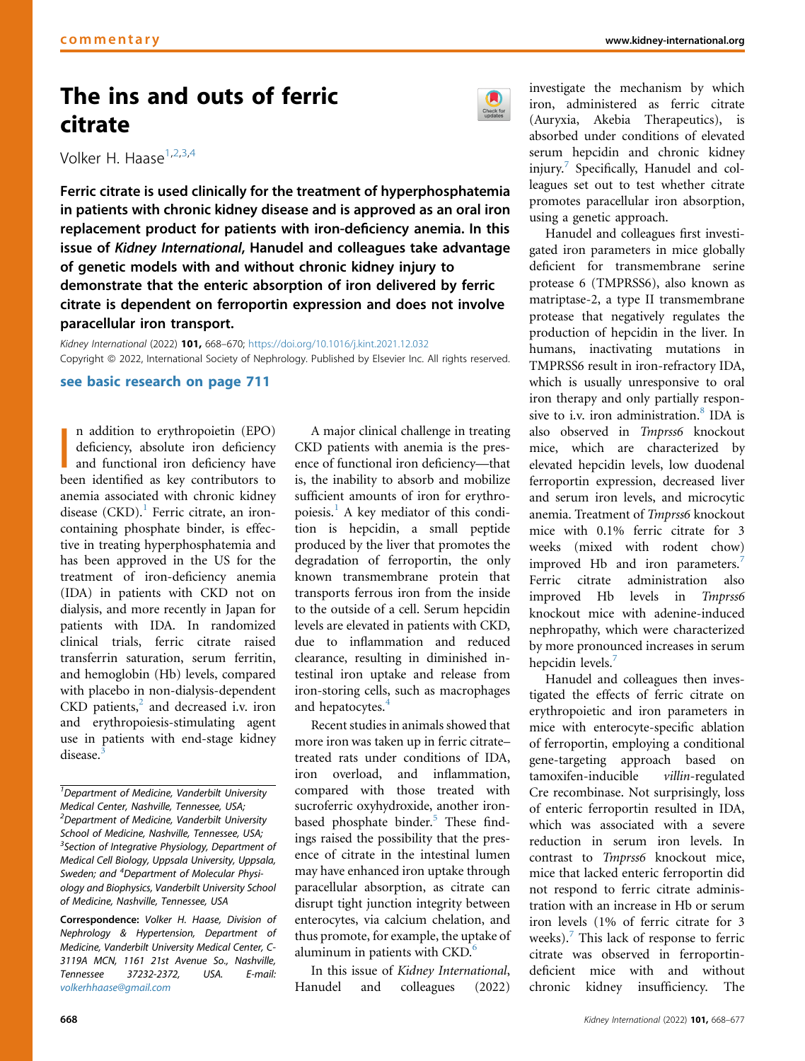commentary

# The ins and outs of ferric citrate

Volker H. Haase[1,2,3,4]

**Ferric citrate is used clinically for the treatment of hyperphosphatemia in patients with chronic kidney disease and is approved as an oral iron replacement product for patients with iron-deficiency anemia. In this issue of *Kidney International*, Hanudel and colleagues take advantage of genetic models with and without chronic kidney injury to demonstrate that the enteric absorption of iron delivered by ferric citrate is dependent on ferroportin expression and does not involve paracellular iron transport.**

*Kidney International* (2022) **101,** 668–670; https://doi.org/10.1016/j.kint.2021.12.032

Copyright © 2022, International Society of Nephrology. Published by Elsevier Inc. All rights reserved.

**see basic research on page 711**

In addition to erythropoietin (EPO) deficiency, absolute iron deficiency and functional iron deficiency have been identified as key contributors to anemia associated with chronic kidney disease (CKD).[1] Ferric citrate, an iron-containing phosphate binder, is effective in treating hyperphosphatemia and has been approved in the US for the treatment of iron-deficiency anemia (IDA) in patients with CKD not on dialysis, and more recently in Japan for patients with IDA. In randomized clinical trials, ferric citrate raised transferrin saturation, serum ferritin, and hemoglobin (Hb) levels, compared with placebo in non-dialysis-dependent CKD patients,[2] and decreased i.v. iron and erythropoiesis-stimulating agent use in patients with end-stage kidney disease.[3]

A major clinical challenge in treating CKD patients with anemia is the presence of functional iron deficiency—that is, the inability to absorb and mobilize sufficient amounts of iron for erythropoiesis.[1] A key mediator of this condition is hepcidin, a small peptide produced by the liver that promotes the degradation of ferroportin, the only known transmembrane protein that transports ferrous iron from the inside to the outside of a cell. Serum hepcidin levels are elevated in patients with CKD, due to inflammation and reduced clearance, resulting in diminished intestinal iron uptake and release from iron-storing cells, such as macrophages and hepatocytes.[4]

Recent studies in animals showed that more iron was taken up in ferric citrate–treated rats under conditions of IDA, iron overload, and inflammation, compared with those treated with sucroferric oxyhydroxide, another iron-based phosphate binder.[5] These findings raised the possibility that the presence of citrate in the intestinal lumen may have enhanced iron uptake through paracellular absorption, as citrate can disrupt tight junction integrity between enterocytes, via calcium chelation, and thus promote, for example, the uptake of aluminum in patients with CKD.[6]

In this issue of *Kidney International*, Hanudel and colleagues (2022) investigate the mechanism by which iron, administered as ferric citrate (Auryxia, Akebia Therapeutics), is absorbed under conditions of elevated serum hepcidin and chronic kidney injury.[7] Specifically, Hanudel and colleagues set out to test whether citrate promotes paracellular iron absorption, using a genetic approach.

Hanudel and colleagues first investigated iron parameters in mice globally deficient for transmembrane serine protease 6 (TMPRSS6), also known as matriptase-2, a type II transmembrane protease that negatively regulates the production of hepcidin in the liver. In humans, inactivating mutations in TMPRSS6 result in iron-refractory IDA, which is usually unresponsive to oral iron therapy and only partially responsive to i.v. iron administration.[8] IDA is also observed in *Tmprss6* knockout mice, which are characterized by elevated hepcidin levels, low duodenal ferroportin expression, decreased liver and serum iron levels, and microcytic anemia. Treatment of *Tmprss6* knockout mice with 0.1% ferric citrate for 3 weeks (mixed with rodent chow) improved Hb and iron parameters.[7] Ferric citrate administration also improved Hb levels in *Tmprss6* knockout mice with adenine-induced nephropathy, which were characterized by more pronounced increases in serum hepcidin levels.[7]

Hanudel and colleagues then investigated the effects of ferric citrate on erythropoietic and iron parameters in mice with enterocyte-specific ablation of ferroportin, employing a conditional gene-targeting approach based on tamoxifen-inducible *villin*-regulated Cre recombinase. Not surprisingly, loss of enteric ferroportin resulted in IDA, which was associated with a severe reduction in serum iron levels. In contrast to *Tmprss6* knockout mice, mice that lacked enteric ferroportin did not respond to ferric citrate administration with an increase in Hb or serum iron levels (1% of ferric citrate for 3 weeks).[7] This lack of response to ferric citrate was observed in ferroportin-deficient mice with and without chronic kidney insufficiency. The

---

[1]Department of Medicine, Vanderbilt University Medical Center, Nashville, Tennessee, USA; [2]Department of Medicine, Vanderbilt University School of Medicine, Nashville, Tennessee, USA; [3]Section of Integrative Physiology, Department of Medical Cell Biology, Uppsala University, Uppsala, Sweden; and [4]Department of Molecular Physiology and Biophysics, Vanderbilt University School of Medicine, Nashville, Tennessee, USA

**Correspondence:** Volker H. Haase, Division of Nephrology & Hypertension, Department of Medicine, Vanderbilt University Medical Center, C-3119A MCN, 1161 21st Avenue So., Nashville, Tennessee 37232-2372, USA. E-mail: volkerhhaase@gmail.com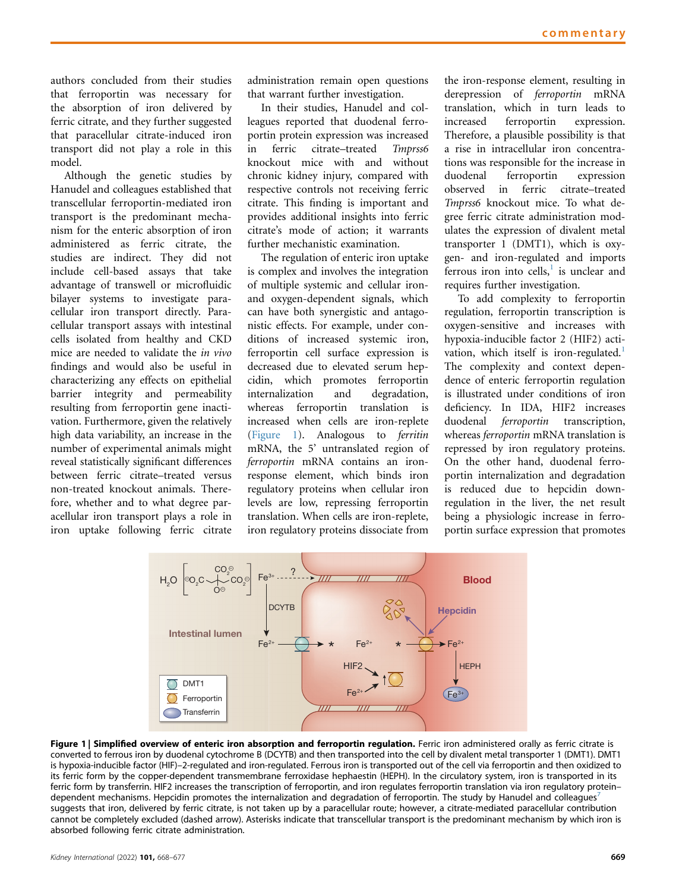authors concluded from their studies that ferroportin was necessary for the absorption of iron delivered by ferric citrate, and they further suggested that paracellular citrate-induced iron transport did not play a role in this model.

Although the genetic studies by Hanudel and colleagues established that transcellular ferroportin-mediated iron transport is the predominant mechanism for the enteric absorption of iron administered as ferric citrate, the studies are indirect. They did not include cell-based assays that take advantage of transwell or microfluidic bilayer systems to investigate paracellular iron transport directly. Paracellular transport assays with intestinal cells isolated from healthy and CKD mice are needed to validate the *in vivo* findings and would also be useful in characterizing any effects on epithelial barrier integrity and permeability resulting from ferroportin gene inactivation. Furthermore, given the relatively high data variability, an increase in the number of experimental animals might reveal statistically significant differences between ferric citrate–treated versus non-treated knockout animals. Therefore, whether and to what degree paracellular iron transport plays a role in iron uptake following ferric citrate administration remain open questions that warrant further investigation.

In their studies, Hanudel and colleagues reported that duodenal ferroportin protein expression was increased in ferric citrate–treated *Tmprss6* knockout mice with and without chronic kidney injury, compared with respective controls not receiving ferric citrate. This finding is important and provides additional insights into ferric citrate's mode of action; it warrants further mechanistic examination.

The regulation of enteric iron uptake is complex and involves the integration of multiple systemic and cellular iron- and oxygen-dependent signals, which can have both synergistic and antagonistic effects. For example, under conditions of increased systemic iron, ferroportin cell surface expression is decreased due to elevated serum hepcidin, which promotes ferroportin internalization and degradation, whereas ferroportin translation is increased when cells are iron-replete (Figure 1). Analogous to *ferritin* mRNA, the 5' untranslated region of *ferroportin* mRNA contains an iron-response element, which binds iron regulatory proteins when cellular iron levels are low, repressing ferroportin translation. When cells are iron-replete, iron regulatory proteins dissociate from the iron-response element, resulting in derepression of *ferroportin* mRNA translation, which in turn leads to increased ferroportin expression. Therefore, a plausible possibility is that a rise in intracellular iron concentrations was responsible for the increase in duodenal ferroportin expression observed in ferric citrate–treated *Tmprss6* knockout mice. To what degree ferric citrate administration modulates the expression of divalent metal transporter 1 (DMT1), which is oxygen- and iron-regulated and imports ferrous iron into cells,[1] is unclear and requires further investigation.

To add complexity to ferroportin regulation, ferroportin transcription is oxygen-sensitive and increases with hypoxia-inducible factor 2 (HIF2) activation, which itself is iron-regulated.[1] The complexity and context dependence of enteric ferroportin regulation is illustrated under conditions of iron deficiency. In IDA, HIF2 increases duodenal *ferroportin* transcription, whereas *ferroportin* mRNA translation is repressed by iron regulatory proteins. On the other hand, duodenal ferroportin internalization and degradation is reduced due to hepcidin downregulation in the liver, the net result being a physiologic increase in ferroportin surface expression that promotes

**Figure 1 | Simplified overview of enteric iron absorption and ferroportin regulation.** Ferric iron administered orally as ferric citrate is converted to ferrous iron by duodenal cytochrome B (DCYTB) and then transported into the cell by divalent metal transporter 1 (DMT1). DMT1 is hypoxia-inducible factor (HIF)–2-regulated and iron-regulated. Ferrous iron is transported out of the cell via ferroportin and then oxidized to its ferric form by the copper-dependent transmembrane ferroxidase hephaestin (HEPH). In the circulatory system, iron is transported in its ferric form by transferrin. HIF2 increases the transcription of ferroportin, and iron regulates ferroportin translation via iron regulatory protein–dependent mechanisms. Hepcidin promotes the internalization and degradation of ferroportin. The study by Hanudel and colleagues[7] suggests that iron, delivered by ferric citrate, is not taken up by a paracellular route; however, a citrate-mediated paracellular contribution cannot be completely excluded (dashed arrow). Asterisks indicate that transcellular transport is the predominant mechanism by which iron is absorbed following ferric citrate administration.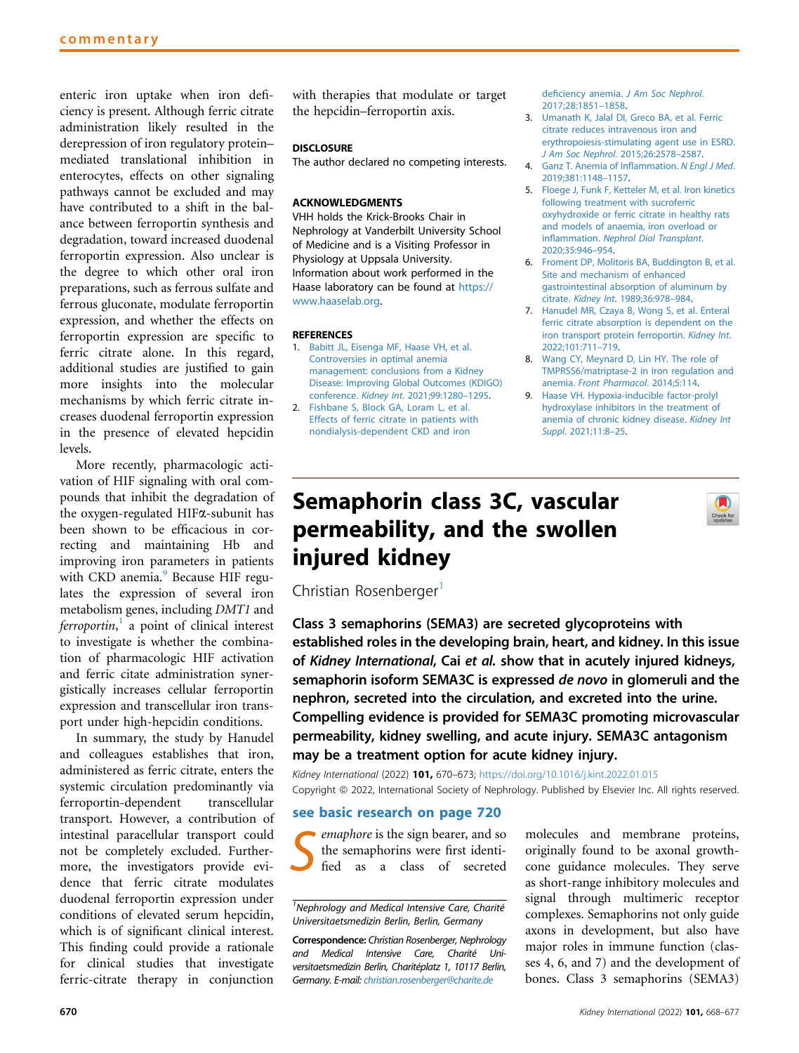enteric iron uptake when iron deficiency is present. Although ferric citrate administration likely resulted in the derepression of iron regulatory protein–mediated translational inhibition in enterocytes, effects on other signaling pathways cannot be excluded and may have contributed to a shift in the balance between ferroportin synthesis and degradation, toward increased duodenal ferroportin expression. Also unclear is the degree to which other oral iron preparations, such as ferrous sulfate and ferrous gluconate, modulate ferroportin expression, and whether the effects on ferroportin expression are specific to ferric citrate alone. In this regard, additional studies are justified to gain more insights into the molecular mechanisms by which ferric citrate increases duodenal ferroportin expression in the presence of elevated hepcidin levels.

More recently, pharmacologic activation of HIF signaling with oral compounds that inhibit the degradation of the oxygen-regulated HIF$\alpha$-subunit has been shown to be efficacious in correcting and maintaining Hb and improving iron parameters in patients with CKD anemia.[9] Because HIF regulates the expression of several iron metabolism genes, including *DMT1* and *ferroportin*,[1] a point of clinical interest to investigate is whether the combination of pharmacologic HIF activation and ferric citate administration synergistically increases cellular ferroportin expression and transcellular iron transport under high-hepcidin conditions.

In summary, the study by Hanudel and colleagues establishes that iron, administered as ferric citrate, enters the systemic circulation predominantly via ferroportin-dependent transcellular transport. However, a contribution of intestinal paracellular transport could not be completely excluded. Furthermore, the investigators provide evidence that ferric citrate modulates duodenal ferroportin expression under conditions of elevated serum hepcidin, which is of significant clinical interest. This finding could provide a rationale for clinical studies that investigate ferric-citrate therapy in conjunction with therapies that modulate or target the hepcidin–ferroportin axis.

## DISCLOSURE

The author declared no competing interests.

## ACKNOWLEDGMENTS

VHH holds the Krick-Brooks Chair in Nephrology at Vanderbilt University School of Medicine and is a Visiting Professor in Physiology at Uppsala University. Information about work performed in the Haase laboratory can be found at https://www.haaselab.org.

## REFERENCES

1. Babitt JL, Eisenga MF, Haase VH, et al. Controversies in optimal anemia management: conclusions from a Kidney Disease: Improving Global Outcomes (KDIGO) conference. *Kidney Int*. 2021;99:1280–1295.
2. Fishbane S, Block GA, Loram L, et al. Effects of ferric citrate in patients with nondialysis-dependent CKD and iron deficiency anemia. *J Am Soc Nephrol*. 2017;28:1851–1858.
3. Umanath K, Jalal DI, Greco BA, et al. Ferric citrate reduces intravenous iron and erythropoiesis-stimulating agent use in ESRD. *J Am Soc Nephrol*. 2015;26:2578–2587.
4. Ganz T. Anemia of Inflammation. *N Engl J Med*. 2019;381:1148–1157.
5. Floege J, Funk F, Ketteler M, et al. Iron kinetics following treatment with sucroferric oxyhydroxide or ferric citrate in healthy rats and models of anaemia, iron overload or inflammation. *Nephrol Dial Transplant*. 2020;35:946–954.
6. Froment DP, Molitoris BA, Buddington B, et al. Site and mechanism of enhanced gastrointestinal absorption of aluminum by citrate. *Kidney Int*. 1989;36:978–984.
7. Hanudel MR, Czaya B, Wong S, et al. Enteral ferric citrate absorption is dependent on the iron transport protein ferroportin. *Kidney Int*. 2022;101:711–719.
8. Wang CY, Meynard D, Lin HY. The role of TMPRSS6/matriptase-2 in iron regulation and anemia. *Front Pharmacol*. 2014;5:114.
9. Haase VH. Hypoxia-inducible factor-prolyl hydroxylase inhibitors in the treatment of anemia of chronic kidney disease. *Kidney Int Suppl*. 2021;11:8–25.

# Semaphorin class 3C, vascular permeability, and the swollen injured kidney

Christian Rosenberger[1]

**Class 3 semaphorins (SEMA3) are secreted glycoproteins with established roles in the developing brain, heart, and kidney. In this issue of *Kidney International*, Cai *et al.* show that in acutely injured kidneys, semaphorin isoform SEMA3C is expressed *de novo* in glomeruli and the nephron, secreted into the circulation, and excreted into the urine. Compelling evidence is provided for SEMA3C promoting microvascular permeability, kidney swelling, and acute injury. SEMA3C antagonism may be a treatment option for acute kidney injury.**

*Kidney International* (2022) **101**, 670–673; https://doi.org/10.1016/j.kint.2022.01.015

Copyright © 2022, International Society of Nephrology. Published by Elsevier Inc. All rights reserved.

**see basic research on page 720**

*Semaphore* is the sign bearer, and so the semaphorins were first identified as a class of secreted molecules and membrane proteins, originally found to be axonal growth-cone guidance molecules. They serve as short-range inhibitory molecules and signal through multimeric receptor complexes. Semaphorins not only guide axons in development, but also have major roles in immune function (classes 4, 6, and 7) and the development of bones. Class 3 semaphorins (SEMA3)

[1]Nephrology and Medical Intensive Care, Charité Universitaetsmedizin Berlin, Berlin, Germany

**Correspondence:** *Christian Rosenberger, Nephrology and Medical Intensive Care, Charité Universitaetsmedizin Berlin, Charitéplatz 1, 10117 Berlin, Germany. E-mail: christian.rosenberger@charite.de*